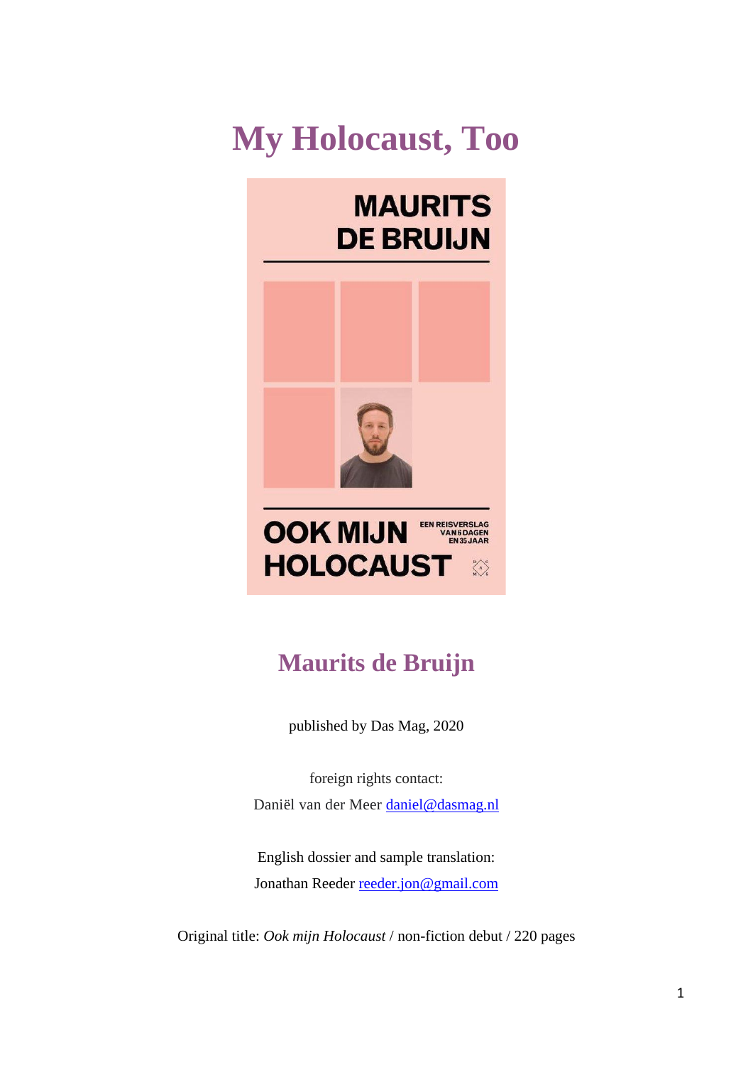# My Holocaust, Too

MAURITS DE BRUIJN

OOK MIJN HOLOCAUST

EEN REISVERSLAG VAN 6 DAGEN EN 35 JAAR

## Maurits de Bruijn

published by Das Mag, 2020

foreign rights contact:
Daniël van der Meer daniel@dasmag.nl

English dossier and sample translation:
Jonathan Reeder reeder.jon@gmail.com

Original title: *Ook mijn Holocaust* / non-fiction debut / 220 pages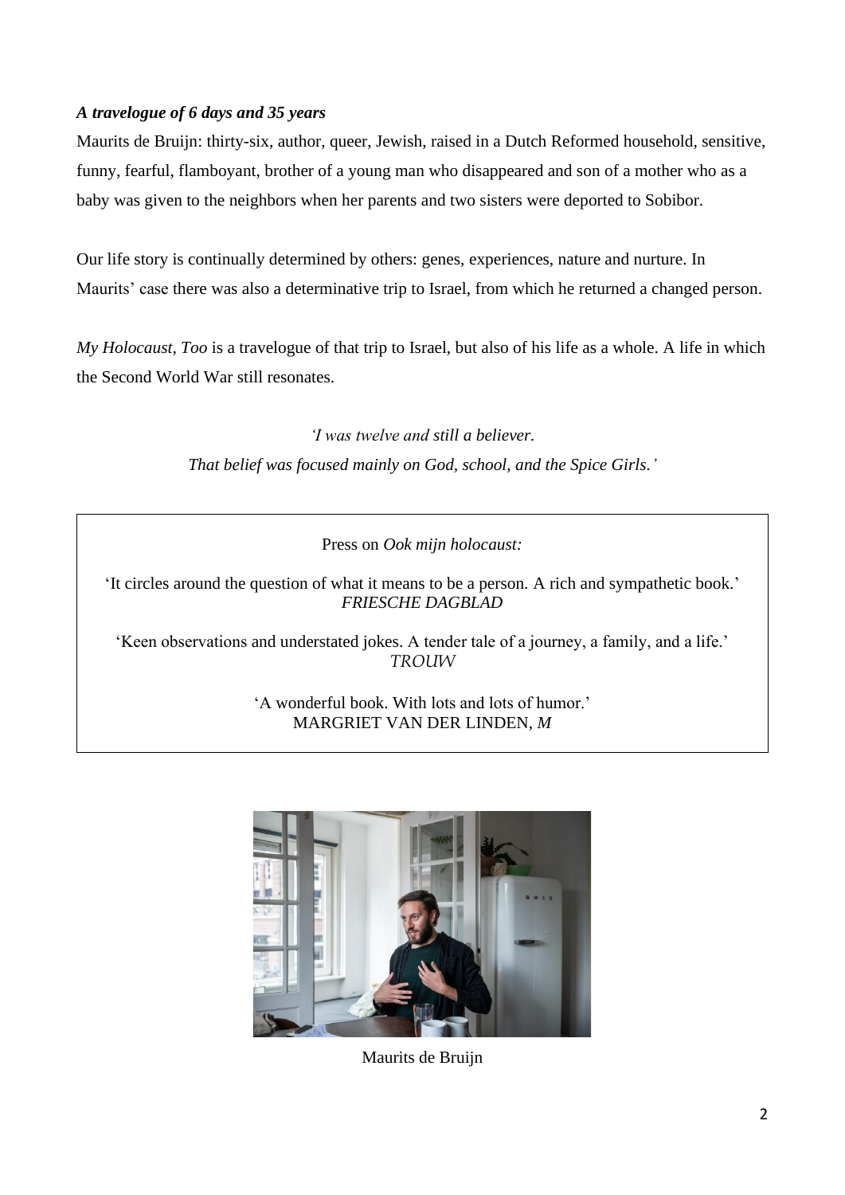***A travelogue of 6 days and 35 years***

Maurits de Bruijn: thirty-six, author, queer, Jewish, raised in a Dutch Reformed household, sensitive, funny, fearful, flamboyant, brother of a young man who disappeared and son of a mother who as a baby was given to the neighbors when her parents and two sisters were deported to Sobibor.

Our life story is continually determined by others: genes, experiences, nature and nurture. In Maurits' case there was also a determinative trip to Israel, from which he returned a changed person.

*My Holocaust, Too* is a travelogue of that trip to Israel, but also of his life as a whole. A life in which the Second World War still resonates.

*'I was twelve and still a believer.*
*That belief was focused mainly on God, school, and the Spice Girls.'*

> Press on *Ook mijn holocaust:*
>
> 'It circles around the question of what it means to be a person. A rich and sympathetic book.'
> *FRIESCHE DAGBLAD*
>
> 'Keen observations and understated jokes. A tender tale of a journey, a family, and a life.'
> *TROUW*
>
> 'A wonderful book. With lots and lots of humor.'
> MARGRIET VAN DER LINDEN, *M*

Maurits de Bruijn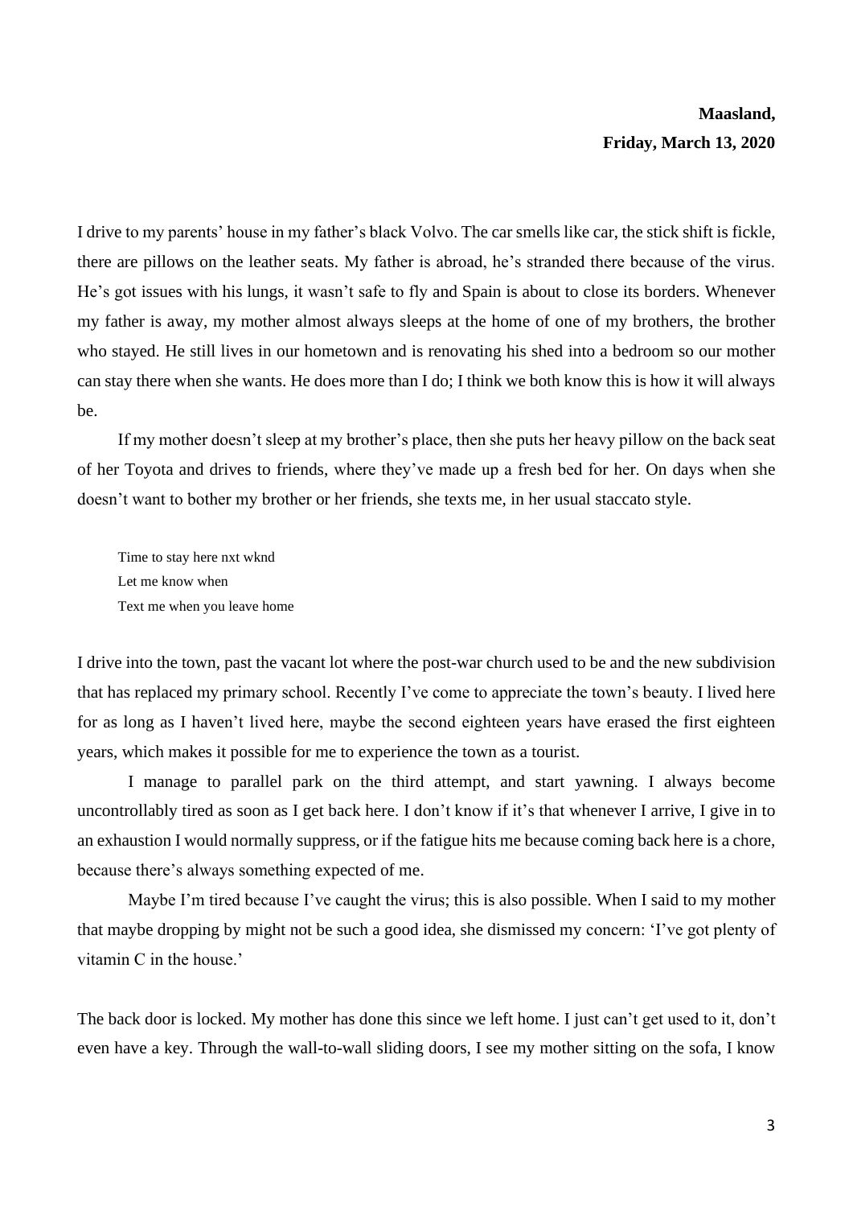**Maasland,**
**Friday, March 13, 2020**

I drive to my parents' house in my father's black Volvo. The car smells like car, the stick shift is fickle, there are pillows on the leather seats. My father is abroad, he's stranded there because of the virus. He's got issues with his lungs, it wasn't safe to fly and Spain is about to close its borders. Whenever my father is away, my mother almost always sleeps at the home of one of my brothers, the brother who stayed. He still lives in our hometown and is renovating his shed into a bedroom so our mother can stay there when she wants. He does more than I do; I think we both know this is how it will always be.

If my mother doesn't sleep at my brother's place, then she puts her heavy pillow on the back seat of her Toyota and drives to friends, where they've made up a fresh bed for her. On days when she doesn't want to bother my brother or her friends, she texts me, in her usual staccato style.

> Time to stay here nxt wknd
> Let me know when
> Text me when you leave home

I drive into the town, past the vacant lot where the post-war church used to be and the new subdivision that has replaced my primary school. Recently I've come to appreciate the town's beauty. I lived here for as long as I haven't lived here, maybe the second eighteen years have erased the first eighteen years, which makes it possible for me to experience the town as a tourist.

I manage to parallel park on the third attempt, and start yawning. I always become uncontrollably tired as soon as I get back here. I don't know if it's that whenever I arrive, I give in to an exhaustion I would normally suppress, or if the fatigue hits me because coming back here is a chore, because there's always something expected of me.

Maybe I'm tired because I've caught the virus; this is also possible. When I said to my mother that maybe dropping by might not be such a good idea, she dismissed my concern: 'I've got plenty of vitamin C in the house.'

The back door is locked. My mother has done this since we left home. I just can't get used to it, don't even have a key. Through the wall-to-wall sliding doors, I see my mother sitting on the sofa, I know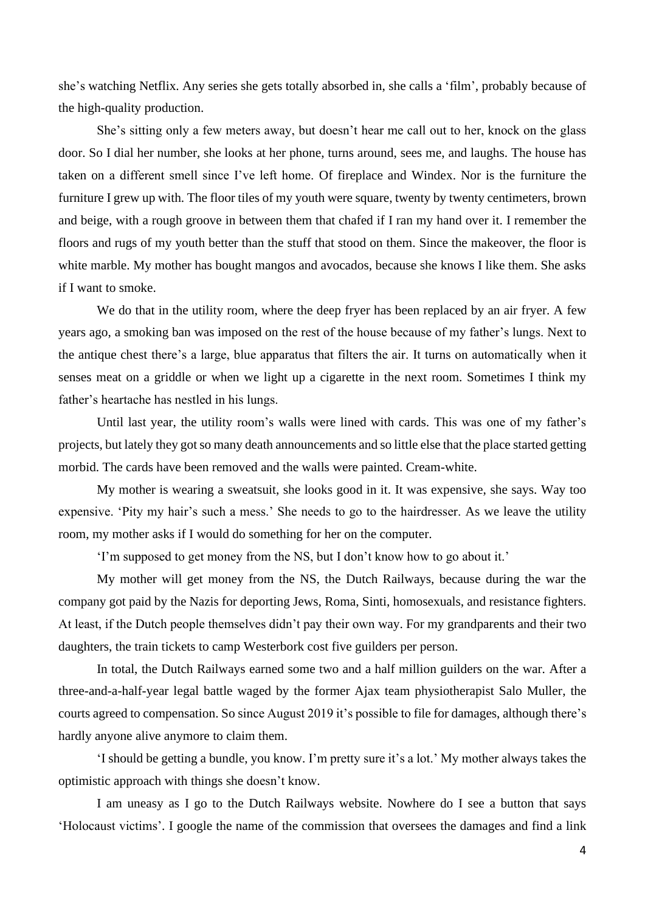she's watching Netflix. Any series she gets totally absorbed in, she calls a 'film', probably because of the high-quality production.

She's sitting only a few meters away, but doesn't hear me call out to her, knock on the glass door. So I dial her number, she looks at her phone, turns around, sees me, and laughs. The house has taken on a different smell since I've left home. Of fireplace and Windex. Nor is the furniture the furniture I grew up with. The floor tiles of my youth were square, twenty by twenty centimeters, brown and beige, with a rough groove in between them that chafed if I ran my hand over it. I remember the floors and rugs of my youth better than the stuff that stood on them. Since the makeover, the floor is white marble. My mother has bought mangos and avocados, because she knows I like them. She asks if I want to smoke.

We do that in the utility room, where the deep fryer has been replaced by an air fryer. A few years ago, a smoking ban was imposed on the rest of the house because of my father's lungs. Next to the antique chest there's a large, blue apparatus that filters the air. It turns on automatically when it senses meat on a griddle or when we light up a cigarette in the next room. Sometimes I think my father's heartache has nestled in his lungs.

Until last year, the utility room's walls were lined with cards. This was one of my father's projects, but lately they got so many death announcements and so little else that the place started getting morbid. The cards have been removed and the walls were painted. Cream-white.

My mother is wearing a sweatsuit, she looks good in it. It was expensive, she says. Way too expensive. 'Pity my hair's such a mess.' She needs to go to the hairdresser. As we leave the utility room, my mother asks if I would do something for her on the computer.

'I'm supposed to get money from the NS, but I don't know how to go about it.'

My mother will get money from the NS, the Dutch Railways, because during the war the company got paid by the Nazis for deporting Jews, Roma, Sinti, homosexuals, and resistance fighters. At least, if the Dutch people themselves didn't pay their own way. For my grandparents and their two daughters, the train tickets to camp Westerbork cost five guilders per person.

In total, the Dutch Railways earned some two and a half million guilders on the war. After a three-and-a-half-year legal battle waged by the former Ajax team physiotherapist Salo Muller, the courts agreed to compensation. So since August 2019 it's possible to file for damages, although there's hardly anyone alive anymore to claim them.

'I should be getting a bundle, you know. I'm pretty sure it's a lot.' My mother always takes the optimistic approach with things she doesn't know.

I am uneasy as I go to the Dutch Railways website. Nowhere do I see a button that says 'Holocaust victims'. I google the name of the commission that oversees the damages and find a link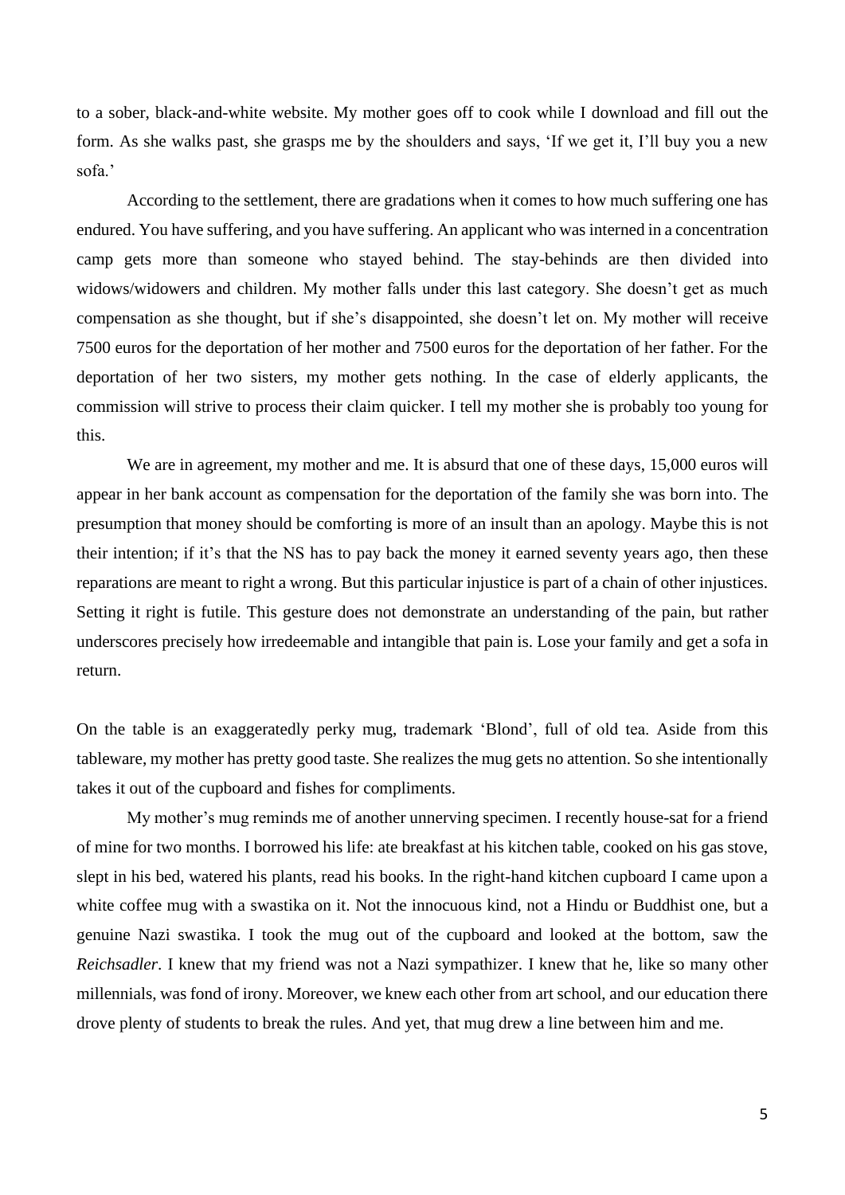to a sober, black-and-white website. My mother goes off to cook while I download and fill out the form. As she walks past, she grasps me by the shoulders and says, 'If we get it, I'll buy you a new sofa.'

According to the settlement, there are gradations when it comes to how much suffering one has endured. You have suffering, and you have suffering. An applicant who was interned in a concentration camp gets more than someone who stayed behind. The stay-behinds are then divided into widows/widowers and children. My mother falls under this last category. She doesn't get as much compensation as she thought, but if she's disappointed, she doesn't let on. My mother will receive 7500 euros for the deportation of her mother and 7500 euros for the deportation of her father. For the deportation of her two sisters, my mother gets nothing. In the case of elderly applicants, the commission will strive to process their claim quicker. I tell my mother she is probably too young for this.

We are in agreement, my mother and me. It is absurd that one of these days, 15,000 euros will appear in her bank account as compensation for the deportation of the family she was born into. The presumption that money should be comforting is more of an insult than an apology. Maybe this is not their intention; if it's that the NS has to pay back the money it earned seventy years ago, then these reparations are meant to right a wrong. But this particular injustice is part of a chain of other injustices. Setting it right is futile. This gesture does not demonstrate an understanding of the pain, but rather underscores precisely how irredeemable and intangible that pain is. Lose your family and get a sofa in return.

On the table is an exaggeratedly perky mug, trademark 'Blond', full of old tea. Aside from this tableware, my mother has pretty good taste. She realizes the mug gets no attention. So she intentionally takes it out of the cupboard and fishes for compliments.

My mother's mug reminds me of another unnerving specimen. I recently house-sat for a friend of mine for two months. I borrowed his life: ate breakfast at his kitchen table, cooked on his gas stove, slept in his bed, watered his plants, read his books. In the right-hand kitchen cupboard I came upon a white coffee mug with a swastika on it. Not the innocuous kind, not a Hindu or Buddhist one, but a genuine Nazi swastika. I took the mug out of the cupboard and looked at the bottom, saw the *Reichsadler*. I knew that my friend was not a Nazi sympathizer. I knew that he, like so many other millennials, was fond of irony. Moreover, we knew each other from art school, and our education there drove plenty of students to break the rules. And yet, that mug drew a line between him and me.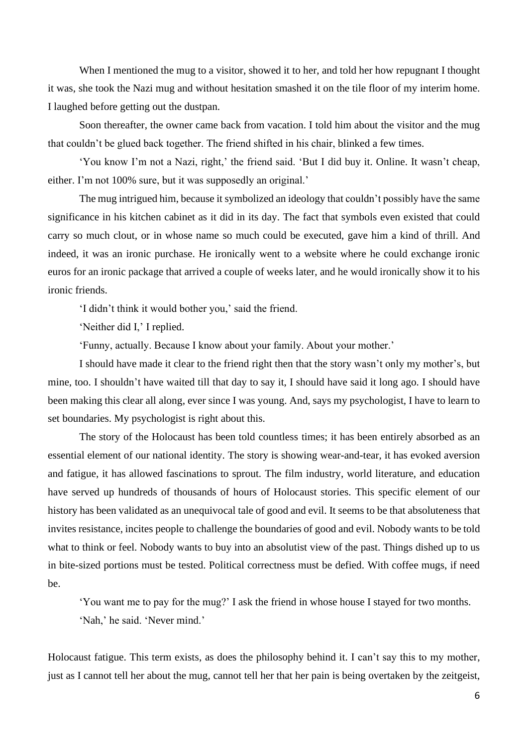When I mentioned the mug to a visitor, showed it to her, and told her how repugnant I thought it was, she took the Nazi mug and without hesitation smashed it on the tile floor of my interim home. I laughed before getting out the dustpan.

Soon thereafter, the owner came back from vacation. I told him about the visitor and the mug that couldn't be glued back together. The friend shifted in his chair, blinked a few times.

'You know I'm not a Nazi, right,' the friend said. 'But I did buy it. Online. It wasn't cheap, either. I'm not 100% sure, but it was supposedly an original.'

The mug intrigued him, because it symbolized an ideology that couldn't possibly have the same significance in his kitchen cabinet as it did in its day. The fact that symbols even existed that could carry so much clout, or in whose name so much could be executed, gave him a kind of thrill. And indeed, it was an ironic purchase. He ironically went to a website where he could exchange ironic euros for an ironic package that arrived a couple of weeks later, and he would ironically show it to his ironic friends.

'I didn't think it would bother you,' said the friend.

'Neither did I,' I replied.

'Funny, actually. Because I know about your family. About your mother.'

I should have made it clear to the friend right then that the story wasn't only my mother's, but mine, too. I shouldn't have waited till that day to say it, I should have said it long ago. I should have been making this clear all along, ever since I was young. And, says my psychologist, I have to learn to set boundaries. My psychologist is right about this.

The story of the Holocaust has been told countless times; it has been entirely absorbed as an essential element of our national identity. The story is showing wear-and-tear, it has evoked aversion and fatigue, it has allowed fascinations to sprout. The film industry, world literature, and education have served up hundreds of thousands of hours of Holocaust stories. This specific element of our history has been validated as an unequivocal tale of good and evil. It seems to be that absoluteness that invites resistance, incites people to challenge the boundaries of good and evil. Nobody wants to be told what to think or feel. Nobody wants to buy into an absolutist view of the past. Things dished up to us in bite-sized portions must be tested. Political correctness must be defied. With coffee mugs, if need be.

'You want me to pay for the mug?' I ask the friend in whose house I stayed for two months.

'Nah,' he said. 'Never mind.'

Holocaust fatigue. This term exists, as does the philosophy behind it. I can't say this to my mother, just as I cannot tell her about the mug, cannot tell her that her pain is being overtaken by the zeitgeist,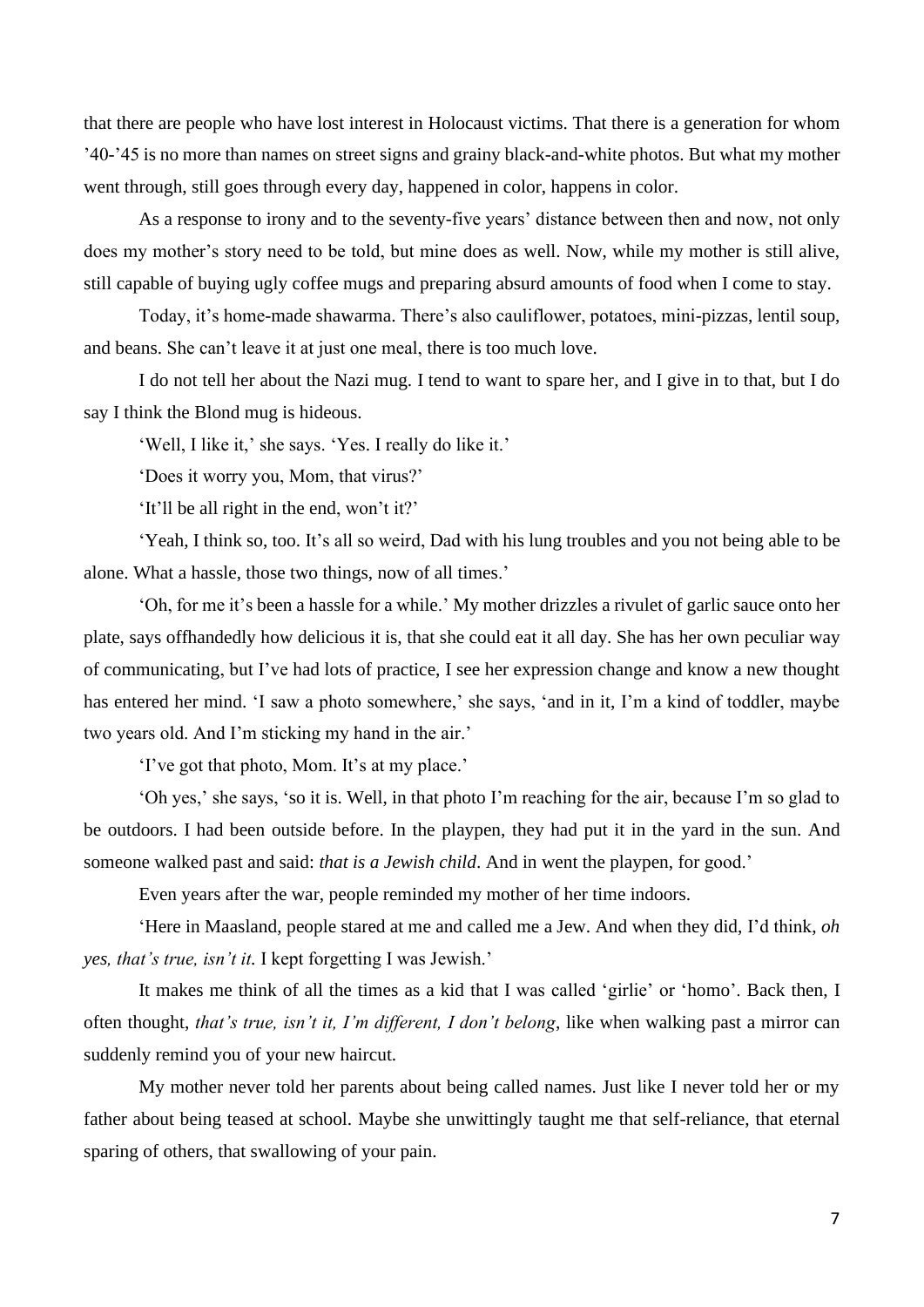that there are people who have lost interest in Holocaust victims. That there is a generation for whom '40-'45 is no more than names on street signs and grainy black-and-white photos. But what my mother went through, still goes through every day, happened in color, happens in color.

As a response to irony and to the seventy-five years' distance between then and now, not only does my mother's story need to be told, but mine does as well. Now, while my mother is still alive, still capable of buying ugly coffee mugs and preparing absurd amounts of food when I come to stay.

Today, it's home-made shawarma. There's also cauliflower, potatoes, mini-pizzas, lentil soup, and beans. She can't leave it at just one meal, there is too much love.

I do not tell her about the Nazi mug. I tend to want to spare her, and I give in to that, but I do say I think the Blond mug is hideous.

'Well, I like it,' she says. 'Yes. I really do like it.'

'Does it worry you, Mom, that virus?'

'It'll be all right in the end, won't it?'

'Yeah, I think so, too. It's all so weird, Dad with his lung troubles and you not being able to be alone. What a hassle, those two things, now of all times.'

'Oh, for me it's been a hassle for a while.' My mother drizzles a rivulet of garlic sauce onto her plate, says offhandedly how delicious it is, that she could eat it all day. She has her own peculiar way of communicating, but I've had lots of practice, I see her expression change and know a new thought has entered her mind. 'I saw a photo somewhere,' she says, 'and in it, I'm a kind of toddler, maybe two years old. And I'm sticking my hand in the air.'

'I've got that photo, Mom. It's at my place.'

'Oh yes,' she says, 'so it is. Well, in that photo I'm reaching for the air, because I'm so glad to be outdoors. I had been outside before. In the playpen, they had put it in the yard in the sun. And someone walked past and said: *that is a Jewish child*. And in went the playpen, for good.'

Even years after the war, people reminded my mother of her time indoors.

'Here in Maasland, people stared at me and called me a Jew. And when they did, I'd think, *oh yes, that's true, isn't it*. I kept forgetting I was Jewish.'

It makes me think of all the times as a kid that I was called 'girlie' or 'homo'. Back then, I often thought, *that's true, isn't it, I'm different, I don't belong*, like when walking past a mirror can suddenly remind you of your new haircut.

My mother never told her parents about being called names. Just like I never told her or my father about being teased at school. Maybe she unwittingly taught me that self-reliance, that eternal sparing of others, that swallowing of your pain.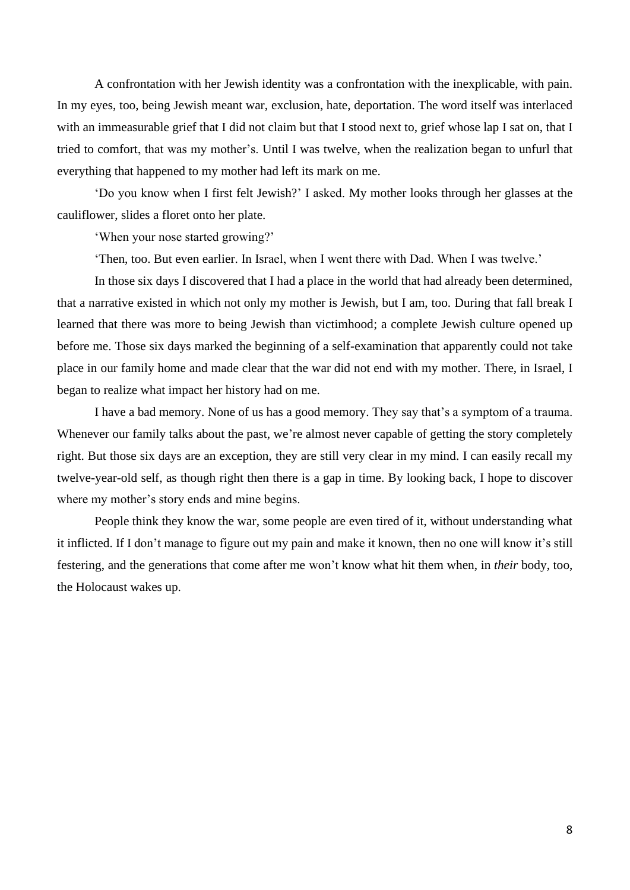A confrontation with her Jewish identity was a confrontation with the inexplicable, with pain. In my eyes, too, being Jewish meant war, exclusion, hate, deportation. The word itself was interlaced with an immeasurable grief that I did not claim but that I stood next to, grief whose lap I sat on, that I tried to comfort, that was my mother's. Until I was twelve, when the realization began to unfurl that everything that happened to my mother had left its mark on me.

'Do you know when I first felt Jewish?' I asked. My mother looks through her glasses at the cauliflower, slides a floret onto her plate.

'When your nose started growing?'

'Then, too. But even earlier. In Israel, when I went there with Dad. When I was twelve.'

In those six days I discovered that I had a place in the world that had already been determined, that a narrative existed in which not only my mother is Jewish, but I am, too. During that fall break I learned that there was more to being Jewish than victimhood; a complete Jewish culture opened up before me. Those six days marked the beginning of a self-examination that apparently could not take place in our family home and made clear that the war did not end with my mother. There, in Israel, I began to realize what impact her history had on me.

I have a bad memory. None of us has a good memory. They say that's a symptom of a trauma. Whenever our family talks about the past, we're almost never capable of getting the story completely right. But those six days are an exception, they are still very clear in my mind. I can easily recall my twelve-year-old self, as though right then there is a gap in time. By looking back, I hope to discover where my mother's story ends and mine begins.

People think they know the war, some people are even tired of it, without understanding what it inflicted. If I don't manage to figure out my pain and make it known, then no one will know it's still festering, and the generations that come after me won't know what hit them when, in *their* body, too, the Holocaust wakes up.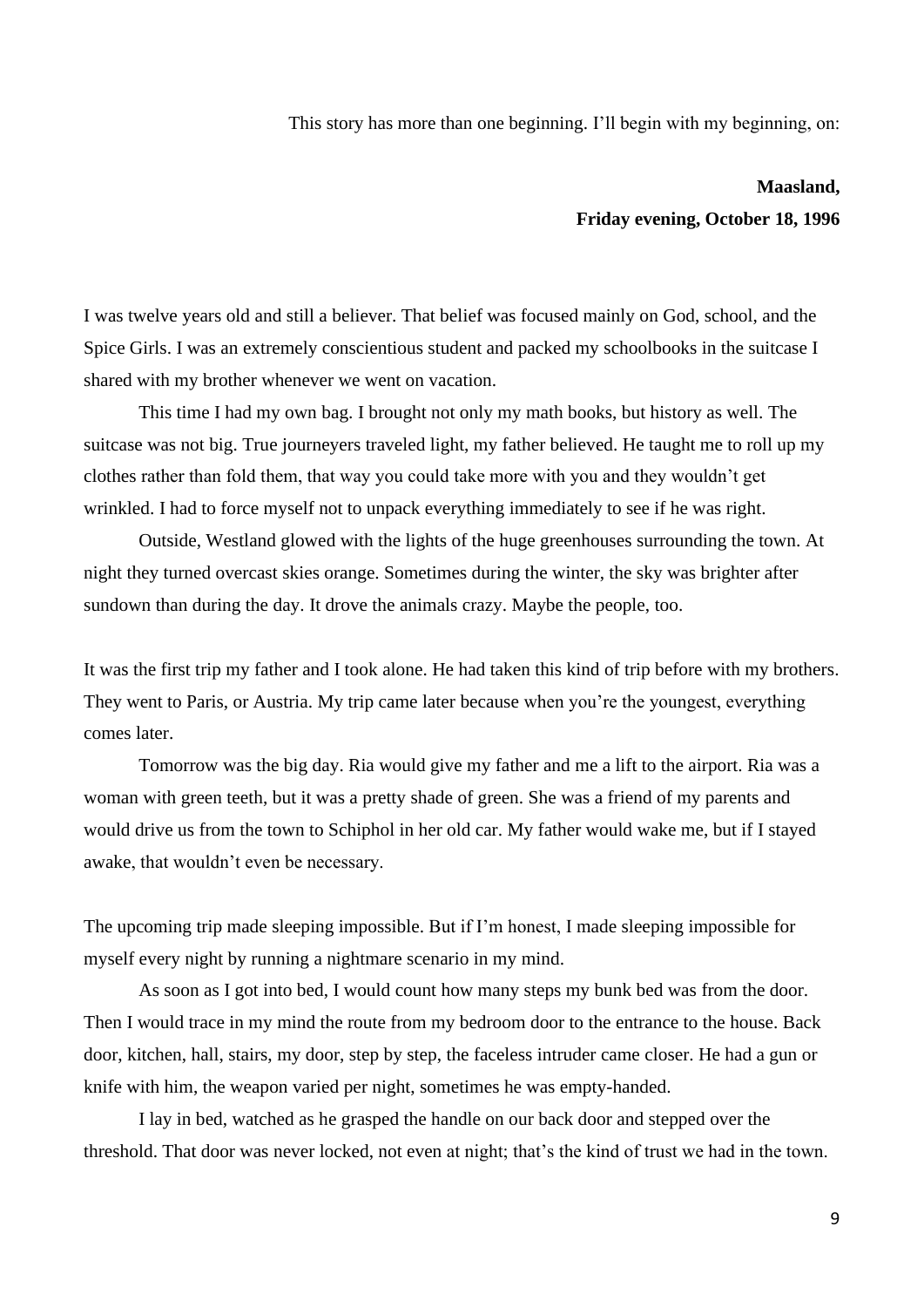This story has more than one beginning. I'll begin with my beginning, on:

**Maasland,**
**Friday evening, October 18, 1996**

I was twelve years old and still a believer. That belief was focused mainly on God, school, and the Spice Girls. I was an extremely conscientious student and packed my schoolbooks in the suitcase I shared with my brother whenever we went on vacation.

This time I had my own bag. I brought not only my math books, but history as well. The suitcase was not big. True journeyers traveled light, my father believed. He taught me to roll up my clothes rather than fold them, that way you could take more with you and they wouldn't get wrinkled. I had to force myself not to unpack everything immediately to see if he was right.

Outside, Westland glowed with the lights of the huge greenhouses surrounding the town. At night they turned overcast skies orange. Sometimes during the winter, the sky was brighter after sundown than during the day. It drove the animals crazy. Maybe the people, too.

It was the first trip my father and I took alone. He had taken this kind of trip before with my brothers. They went to Paris, or Austria. My trip came later because when you're the youngest, everything comes later.

Tomorrow was the big day. Ria would give my father and me a lift to the airport. Ria was a woman with green teeth, but it was a pretty shade of green. She was a friend of my parents and would drive us from the town to Schiphol in her old car. My father would wake me, but if I stayed awake, that wouldn't even be necessary.

The upcoming trip made sleeping impossible. But if I'm honest, I made sleeping impossible for myself every night by running a nightmare scenario in my mind.

As soon as I got into bed, I would count how many steps my bunk bed was from the door. Then I would trace in my mind the route from my bedroom door to the entrance to the house. Back door, kitchen, hall, stairs, my door, step by step, the faceless intruder came closer. He had a gun or knife with him, the weapon varied per night, sometimes he was empty-handed.

I lay in bed, watched as he grasped the handle on our back door and stepped over the threshold. That door was never locked, not even at night; that's the kind of trust we had in the town.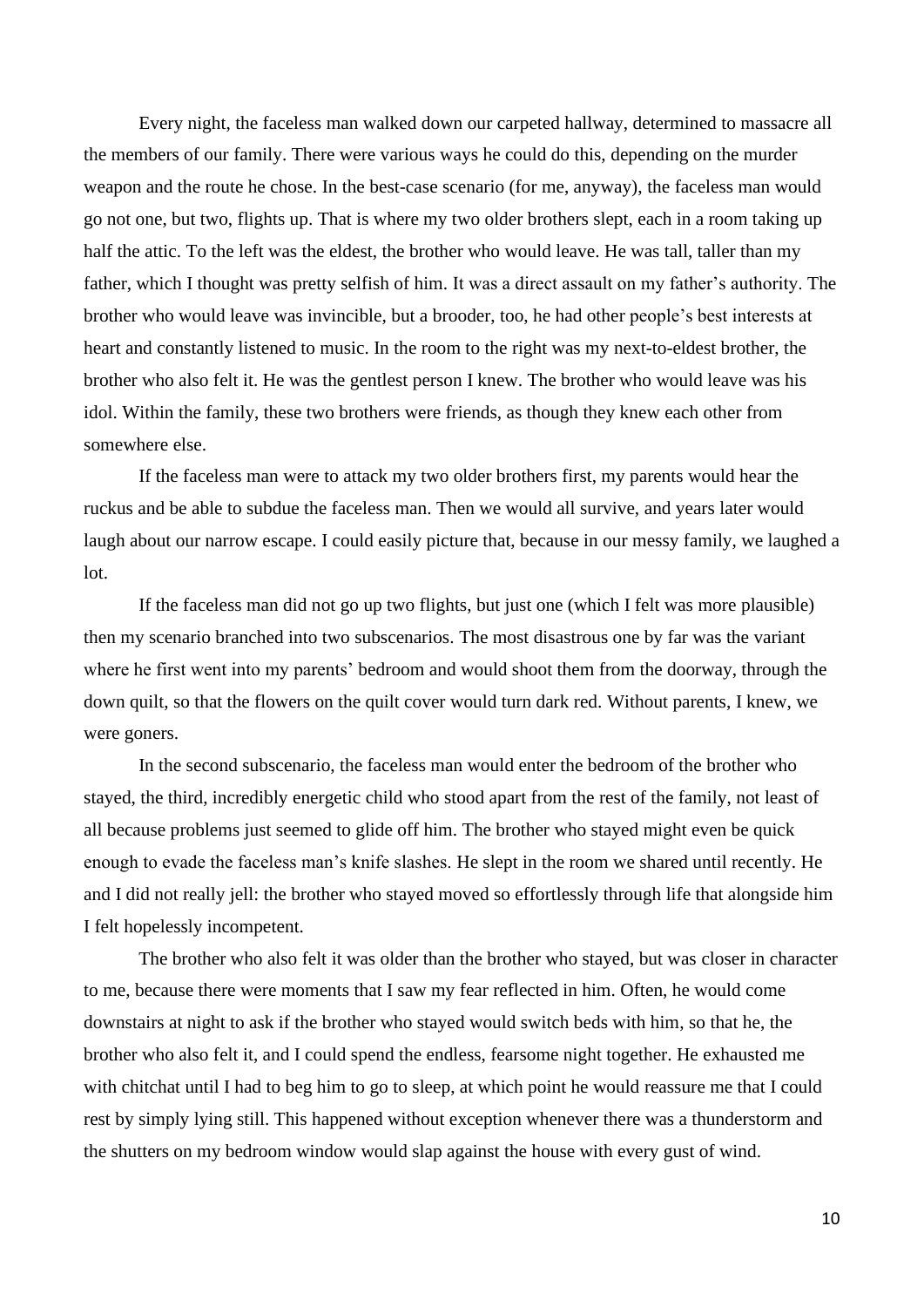Every night, the faceless man walked down our carpeted hallway, determined to massacre all the members of our family. There were various ways he could do this, depending on the murder weapon and the route he chose. In the best-case scenario (for me, anyway), the faceless man would go not one, but two, flights up. That is where my two older brothers slept, each in a room taking up half the attic. To the left was the eldest, the brother who would leave. He was tall, taller than my father, which I thought was pretty selfish of him. It was a direct assault on my father's authority. The brother who would leave was invincible, but a brooder, too, he had other people's best interests at heart and constantly listened to music. In the room to the right was my next-to-eldest brother, the brother who also felt it. He was the gentlest person I knew. The brother who would leave was his idol. Within the family, these two brothers were friends, as though they knew each other from somewhere else.

If the faceless man were to attack my two older brothers first, my parents would hear the ruckus and be able to subdue the faceless man. Then we would all survive, and years later would laugh about our narrow escape. I could easily picture that, because in our messy family, we laughed a lot.

If the faceless man did not go up two flights, but just one (which I felt was more plausible) then my scenario branched into two subscenarios. The most disastrous one by far was the variant where he first went into my parents' bedroom and would shoot them from the doorway, through the down quilt, so that the flowers on the quilt cover would turn dark red. Without parents, I knew, we were goners.

In the second subscenario, the faceless man would enter the bedroom of the brother who stayed, the third, incredibly energetic child who stood apart from the rest of the family, not least of all because problems just seemed to glide off him. The brother who stayed might even be quick enough to evade the faceless man's knife slashes. He slept in the room we shared until recently. He and I did not really jell: the brother who stayed moved so effortlessly through life that alongside him I felt hopelessly incompetent.

The brother who also felt it was older than the brother who stayed, but was closer in character to me, because there were moments that I saw my fear reflected in him. Often, he would come downstairs at night to ask if the brother who stayed would switch beds with him, so that he, the brother who also felt it, and I could spend the endless, fearsome night together. He exhausted me with chitchat until I had to beg him to go to sleep, at which point he would reassure me that I could rest by simply lying still. This happened without exception whenever there was a thunderstorm and the shutters on my bedroom window would slap against the house with every gust of wind.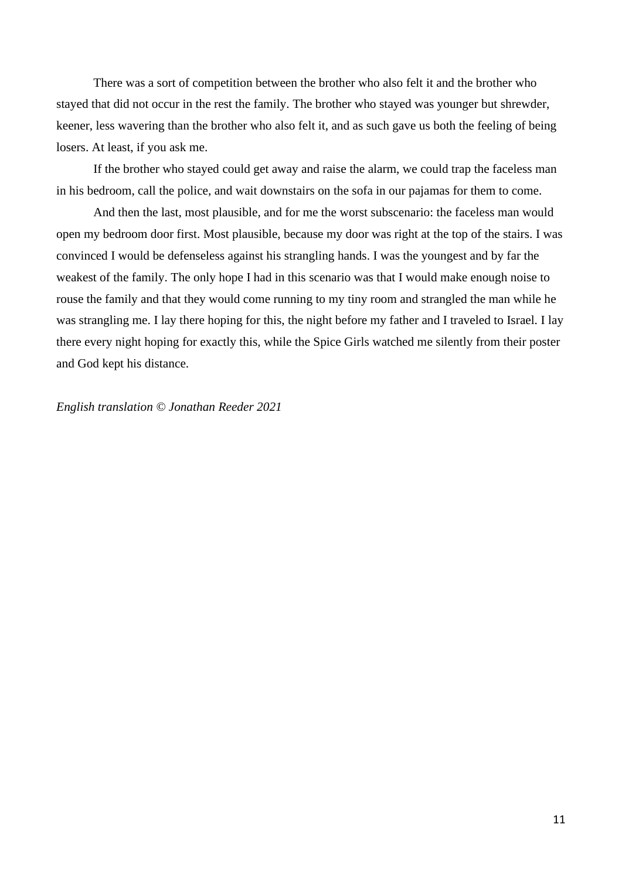There was a sort of competition between the brother who also felt it and the brother who stayed that did not occur in the rest the family. The brother who stayed was younger but shrewder, keener, less wavering than the brother who also felt it, and as such gave us both the feeling of being losers. At least, if you ask me.

If the brother who stayed could get away and raise the alarm, we could trap the faceless man in his bedroom, call the police, and wait downstairs on the sofa in our pajamas for them to come.

And then the last, most plausible, and for me the worst subscenario: the faceless man would open my bedroom door first. Most plausible, because my door was right at the top of the stairs. I was convinced I would be defenseless against his strangling hands. I was the youngest and by far the weakest of the family. The only hope I had in this scenario was that I would make enough noise to rouse the family and that they would come running to my tiny room and strangled the man while he was strangling me. I lay there hoping for this, the night before my father and I traveled to Israel. I lay there every night hoping for exactly this, while the Spice Girls watched me silently from their poster and God kept his distance.

*English translation © Jonathan Reeder 2021*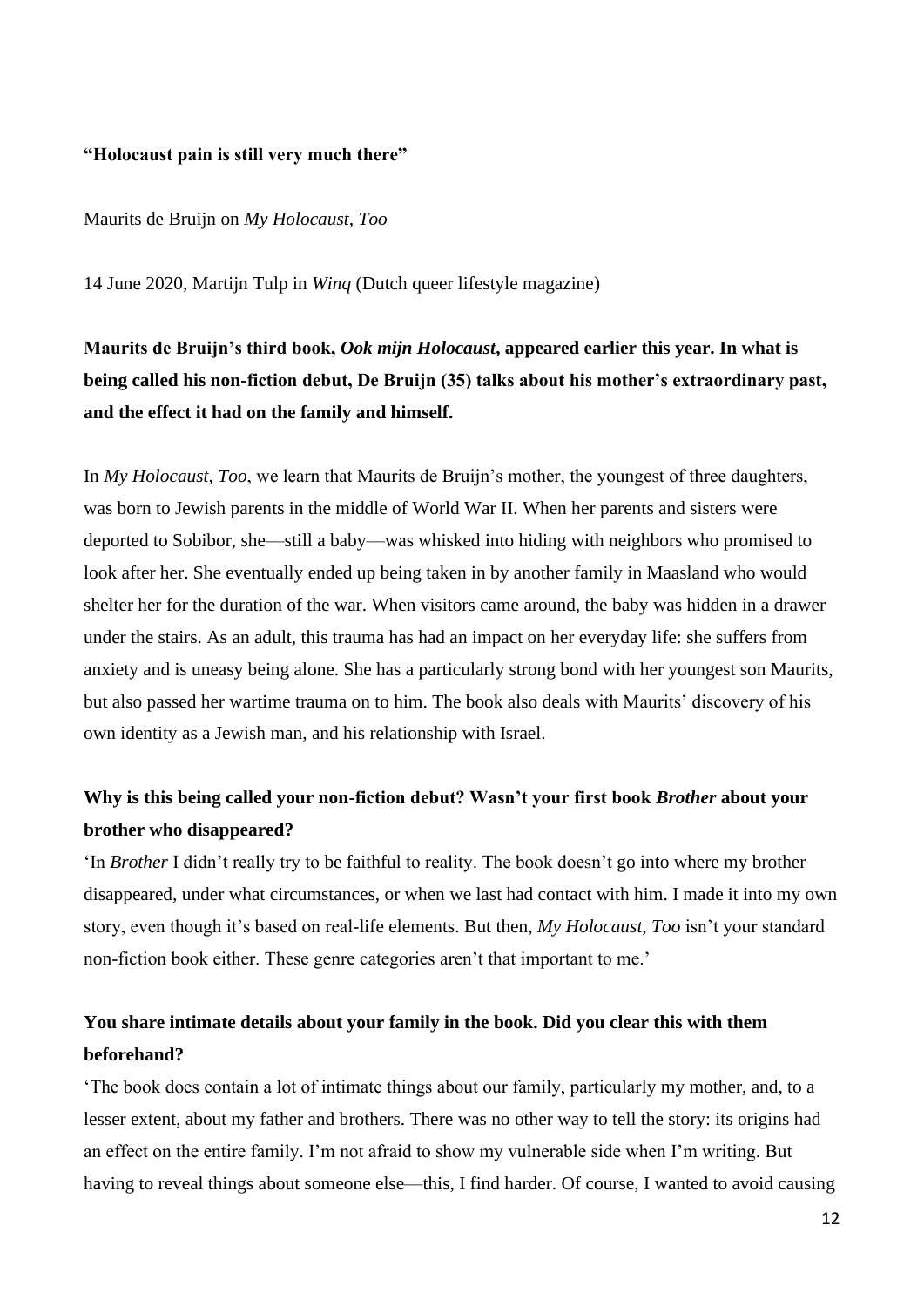**"Holocaust pain is still very much there"**

Maurits de Bruijn on *My Holocaust, Too*

14 June 2020, Martijn Tulp in *Winq* (Dutch queer lifestyle magazine)

**Maurits de Bruijn's third book, *Ook mijn Holocaust*, appeared earlier this year. In what is being called his non-fiction debut, De Bruijn (35) talks about his mother's extraordinary past, and the effect it had on the family and himself.**

In *My Holocaust, Too*, we learn that Maurits de Bruijn's mother, the youngest of three daughters, was born to Jewish parents in the middle of World War II. When her parents and sisters were deported to Sobibor, she—still a baby—was whisked into hiding with neighbors who promised to look after her. She eventually ended up being taken in by another family in Maasland who would shelter her for the duration of the war. When visitors came around, the baby was hidden in a drawer under the stairs. As an adult, this trauma has had an impact on her everyday life: she suffers from anxiety and is uneasy being alone. She has a particularly strong bond with her youngest son Maurits, but also passed her wartime trauma on to him. The book also deals with Maurits' discovery of his own identity as a Jewish man, and his relationship with Israel.

**Why is this being called your non-fiction debut? Wasn't your first book *Brother* about your brother who disappeared?**

'In *Brother* I didn't really try to be faithful to reality. The book doesn't go into where my brother disappeared, under what circumstances, or when we last had contact with him. I made it into my own story, even though it's based on real-life elements. But then, *My Holocaust, Too* isn't your standard non-fiction book either. These genre categories aren't that important to me.'

**You share intimate details about your family in the book. Did you clear this with them beforehand?**

'The book does contain a lot of intimate things about our family, particularly my mother, and, to a lesser extent, about my father and brothers. There was no other way to tell the story: its origins had an effect on the entire family. I'm not afraid to show my vulnerable side when I'm writing. But having to reveal things about someone else—this, I find harder. Of course, I wanted to avoid causing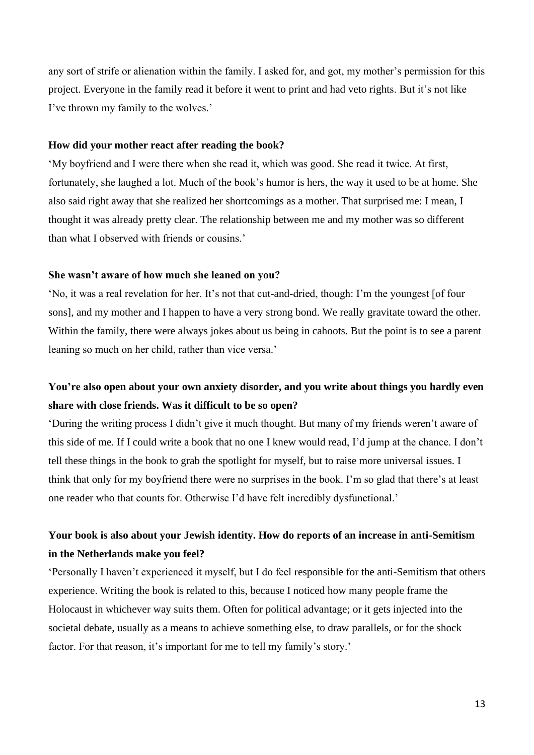any sort of strife or alienation within the family. I asked for, and got, my mother's permission for this project. Everyone in the family read it before it went to print and had veto rights. But it's not like I've thrown my family to the wolves.'

**How did your mother react after reading the book?**

'My boyfriend and I were there when she read it, which was good. She read it twice. At first, fortunately, she laughed a lot. Much of the book's humor is hers, the way it used to be at home. She also said right away that she realized her shortcomings as a mother. That surprised me: I mean, I thought it was already pretty clear. The relationship between me and my mother was so different than what I observed with friends or cousins.'

**She wasn't aware of how much she leaned on you?**

'No, it was a real revelation for her. It's not that cut-and-dried, though: I'm the youngest [of four sons], and my mother and I happen to have a very strong bond. We really gravitate toward the other. Within the family, there were always jokes about us being in cahoots. But the point is to see a parent leaning so much on her child, rather than vice versa.'

**You're also open about your own anxiety disorder, and you write about things you hardly even share with close friends. Was it difficult to be so open?**

'During the writing process I didn't give it much thought. But many of my friends weren't aware of this side of me. If I could write a book that no one I knew would read, I'd jump at the chance. I don't tell these things in the book to grab the spotlight for myself, but to raise more universal issues. I think that only for my boyfriend there were no surprises in the book. I'm so glad that there's at least one reader who that counts for. Otherwise I'd have felt incredibly dysfunctional.'

**Your book is also about your Jewish identity. How do reports of an increase in anti-Semitism in the Netherlands make you feel?**

'Personally I haven't experienced it myself, but I do feel responsible for the anti-Semitism that others experience. Writing the book is related to this, because I noticed how many people frame the Holocaust in whichever way suits them. Often for political advantage; or it gets injected into the societal debate, usually as a means to achieve something else, to draw parallels, or for the shock factor. For that reason, it's important for me to tell my family's story.'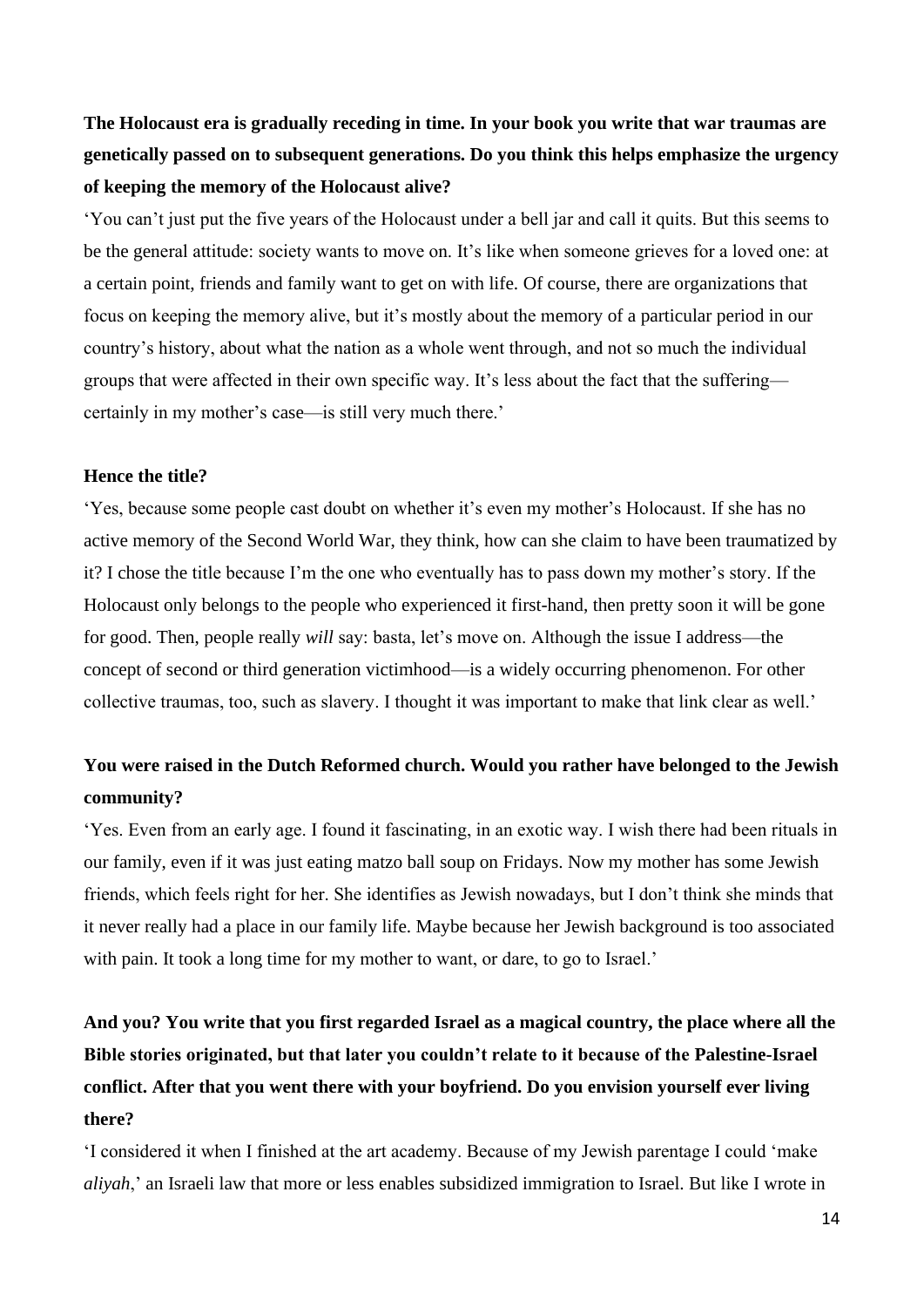**The Holocaust era is gradually receding in time. In your book you write that war traumas are genetically passed on to subsequent generations. Do you think this helps emphasize the urgency of keeping the memory of the Holocaust alive?**

'You can't just put the five years of the Holocaust under a bell jar and call it quits. But this seems to be the general attitude: society wants to move on. It's like when someone grieves for a loved one: at a certain point, friends and family want to get on with life. Of course, there are organizations that focus on keeping the memory alive, but it's mostly about the memory of a particular period in our country's history, about what the nation as a whole went through, and not so much the individual groups that were affected in their own specific way. It's less about the fact that the suffering—certainly in my mother's case—is still very much there.'

**Hence the title?**

'Yes, because some people cast doubt on whether it's even my mother's Holocaust. If she has no active memory of the Second World War, they think, how can she claim to have been traumatized by it? I chose the title because I'm the one who eventually has to pass down my mother's story. If the Holocaust only belongs to the people who experienced it first-hand, then pretty soon it will be gone for good. Then, people really *will* say: basta, let's move on. Although the issue I address—the concept of second or third generation victimhood—is a widely occurring phenomenon. For other collective traumas, too, such as slavery. I thought it was important to make that link clear as well.'

**You were raised in the Dutch Reformed church. Would you rather have belonged to the Jewish community?**

'Yes. Even from an early age. I found it fascinating, in an exotic way. I wish there had been rituals in our family, even if it was just eating matzo ball soup on Fridays. Now my mother has some Jewish friends, which feels right for her. She identifies as Jewish nowadays, but I don't think she minds that it never really had a place in our family life. Maybe because her Jewish background is too associated with pain. It took a long time for my mother to want, or dare, to go to Israel.'

**And you? You write that you first regarded Israel as a magical country, the place where all the Bible stories originated, but that later you couldn't relate to it because of the Palestine-Israel conflict. After that you went there with your boyfriend. Do you envision yourself ever living there?**

'I considered it when I finished at the art academy. Because of my Jewish parentage I could 'make *aliyah*,' an Israeli law that more or less enables subsidized immigration to Israel. But like I wrote in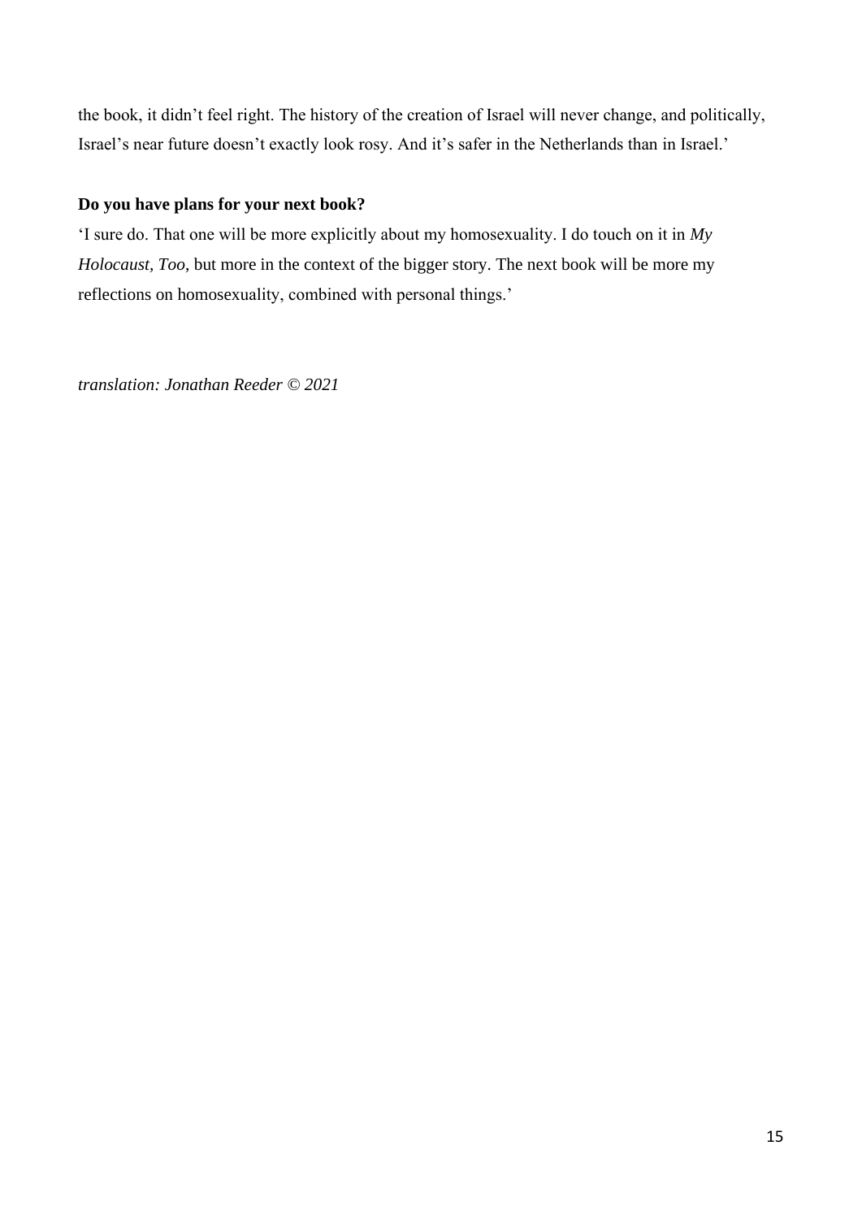the book, it didn’t feel right. The history of the creation of Israel will never change, and politically, Israel’s near future doesn’t exactly look rosy. And it’s safer in the Netherlands than in Israel.’

**Do you have plans for your next book?**

‘I sure do. That one will be more explicitly about my homosexuality. I do touch on it in *My Holocaust, Too*, but more in the context of the bigger story. The next book will be more my reflections on homosexuality, combined with personal things.’

*translation: Jonathan Reeder © 2021*